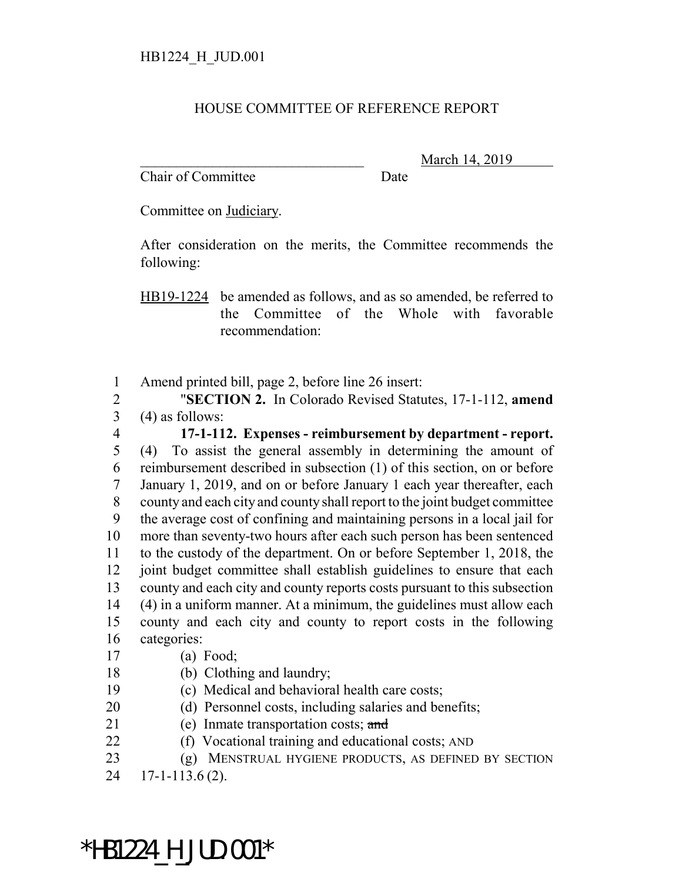HB1224_H_JUD.001

HOUSE COMMITTEE OF REFERENCE REPORT

\_\_\_\_\_\_\_\_\_\_\_\_\_\_\_\_\_\_\_\_\_\_\_\_\_\_\_\_\_\_\_\_ March 14, 2019
Chair of Committee Date

Committee on Judiciary.

After consideration on the merits, the Committee recommends the following:

HB19-1224 be amended as follows, and as so amended, be referred to the Committee of the Whole with favorable recommendation:

1 Amend printed bill, page 2, before line 26 insert:
2 "**SECTION 2.** In Colorado Revised Statutes, 17-1-112, **amend**
3 (4) as follows:
4 **17-1-112. Expenses - reimbursement by department - report.**
5 (4) To assist the general assembly in determining the amount of
6 reimbursement described in subsection (1) of this section, on or before
7 January 1, 2019, and on or before January 1 each year thereafter, each
8 county and each city and county shall report to the joint budget committee
9 the average cost of confining and maintaining persons in a local jail for
10 more than seventy-two hours after each such person has been sentenced
11 to the custody of the department. On or before September 1, 2018, the
12 joint budget committee shall establish guidelines to ensure that each
13 county and each city and county reports costs pursuant to this subsection
14 (4) in a uniform manner. At a minimum, the guidelines must allow each
15 county and each city and county to report costs in the following
16 categories:
17 (a) Food;
18 (b) Clothing and laundry;
19 (c) Medical and behavioral health care costs;
20 (d) Personnel costs, including salaries and benefits;
21 (e) Inmate transportation costs; ~~and~~
22 (f) Vocational training and educational costs; AND
23 (g) MENSTRUAL HYGIENE PRODUCTS, AS DEFINED BY SECTION
24 17-1-113.6 (2).

\*HB1224_H_JUD.001\*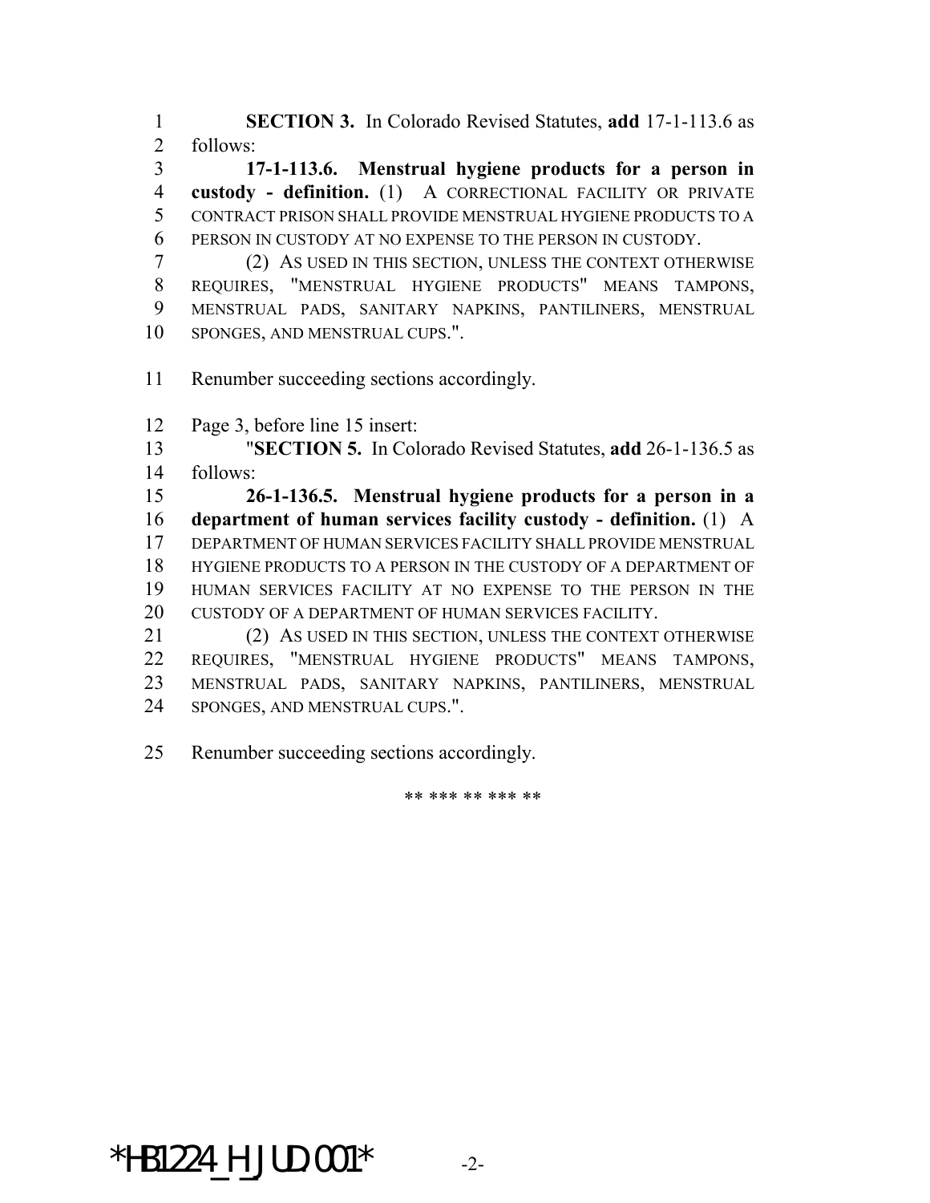**SECTION 3.** In Colorado Revised Statutes, **add** 17-1-113.6 as follows:

**17-1-113.6. Menstrual hygiene products for a person in custody - definition.** (1) A CORRECTIONAL FACILITY OR PRIVATE CONTRACT PRISON SHALL PROVIDE MENSTRUAL HYGIENE PRODUCTS TO A PERSON IN CUSTODY AT NO EXPENSE TO THE PERSON IN CUSTODY.

(2) AS USED IN THIS SECTION, UNLESS THE CONTEXT OTHERWISE REQUIRES, "MENSTRUAL HYGIENE PRODUCTS" MEANS TAMPONS, MENSTRUAL PADS, SANITARY NAPKINS, PANTILINERS, MENSTRUAL SPONGES, AND MENSTRUAL CUPS.".

Renumber succeeding sections accordingly.

Page 3, before line 15 insert:

"**SECTION 5.** In Colorado Revised Statutes, **add** 26-1-136.5 as follows:

**26-1-136.5. Menstrual hygiene products for a person in a department of human services facility custody - definition.** (1) A DEPARTMENT OF HUMAN SERVICES FACILITY SHALL PROVIDE MENSTRUAL HYGIENE PRODUCTS TO A PERSON IN THE CUSTODY OF A DEPARTMENT OF HUMAN SERVICES FACILITY AT NO EXPENSE TO THE PERSON IN THE CUSTODY OF A DEPARTMENT OF HUMAN SERVICES FACILITY.

(2) AS USED IN THIS SECTION, UNLESS THE CONTEXT OTHERWISE REQUIRES, "MENSTRUAL HYGIENE PRODUCTS" MEANS TAMPONS, MENSTRUAL PADS, SANITARY NAPKINS, PANTILINERS, MENSTRUAL SPONGES, AND MENSTRUAL CUPS.".

Renumber succeeding sections accordingly.

** *** ** *** **

*HB1224_H_JUD.001*